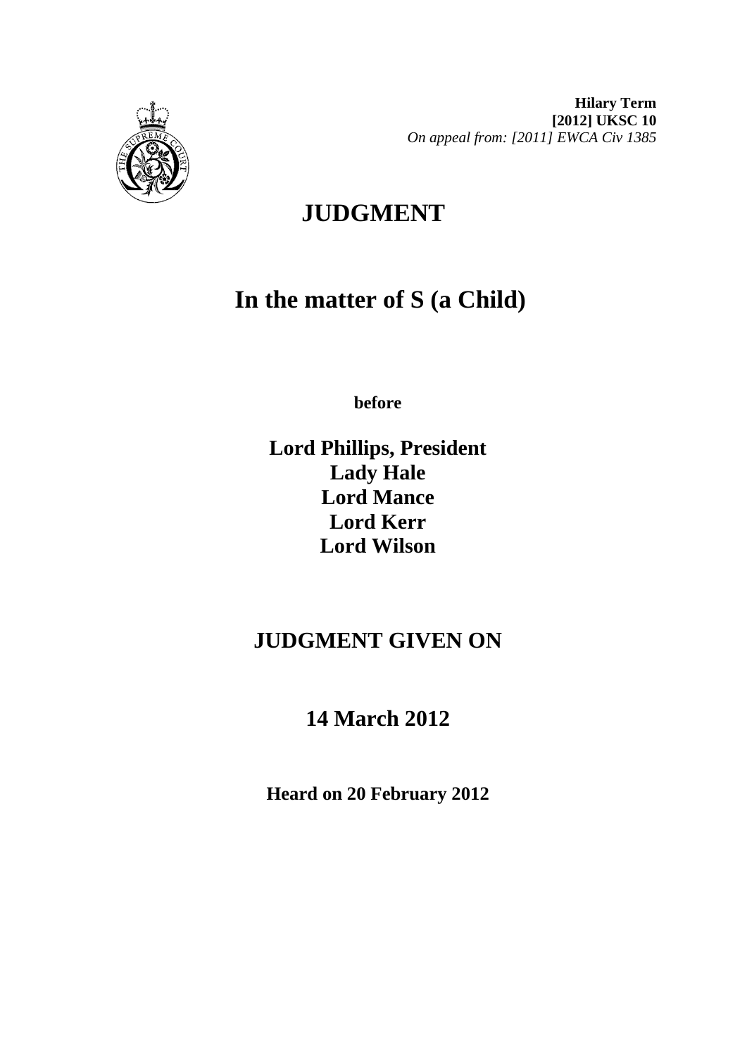**Hilary Term**
**[2012] UKSC 10**
*On appeal from: [2011] EWCA Civ 1385*

# JUDGMENT

# In the matter of S (a Child)

**before**

**Lord Phillips, President**
**Lady Hale**
**Lord Mance**
**Lord Kerr**
**Lord Wilson**

## JUDGMENT GIVEN ON

## 14 March 2012

**Heard on 20 February 2012**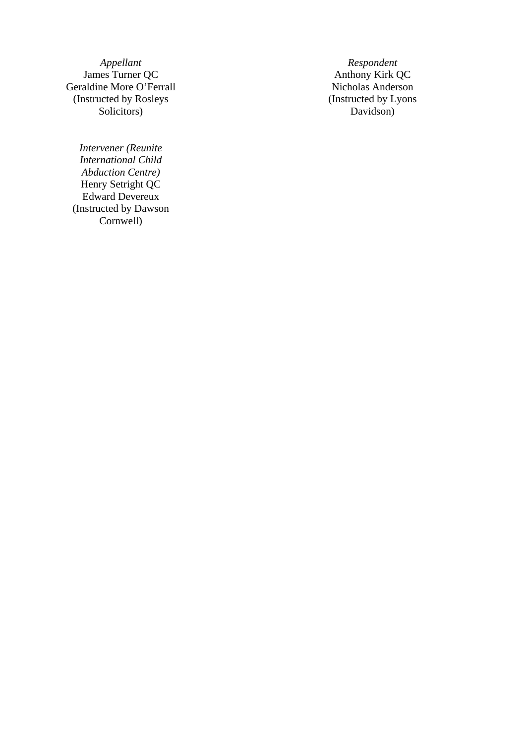| *Appellant* | *Respondent* |
| --- | --- |
| James Turner QC | Anthony Kirk QC |
| Geraldine More O'Ferrall | Nicholas Anderson |
| (Instructed by Rosleys Solicitors) | (Instructed by Lyons Davidson) |

*Intervener (Reunite International Child Abduction Centre)*
Henry Setright QC
Edward Devereux
(Instructed by Dawson Cornwell)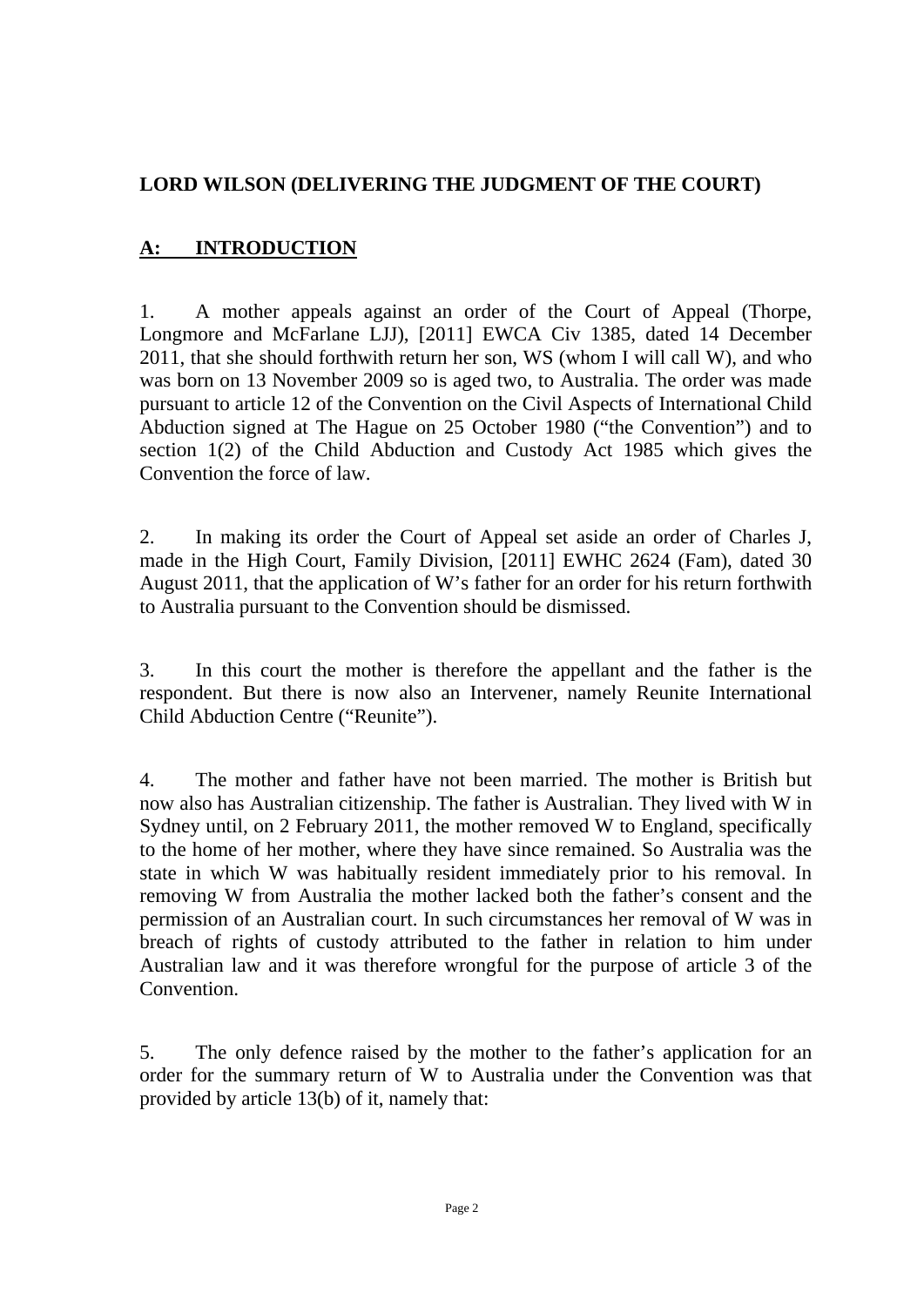## LORD WILSON (DELIVERING THE JUDGMENT OF THE COURT)

### A: INTRODUCTION

1. A mother appeals against an order of the Court of Appeal (Thorpe, Longmore and McFarlane LJJ), [2011] EWCA Civ 1385, dated 14 December 2011, that she should forthwith return her son, WS (whom I will call W), and who was born on 13 November 2009 so is aged two, to Australia. The order was made pursuant to article 12 of the Convention on the Civil Aspects of International Child Abduction signed at The Hague on 25 October 1980 ("the Convention") and to section 1(2) of the Child Abduction and Custody Act 1985 which gives the Convention the force of law.

2. In making its order the Court of Appeal set aside an order of Charles J, made in the High Court, Family Division, [2011] EWHC 2624 (Fam), dated 30 August 2011, that the application of W's father for an order for his return forthwith to Australia pursuant to the Convention should be dismissed.

3. In this court the mother is therefore the appellant and the father is the respondent. But there is now also an Intervener, namely Reunite International Child Abduction Centre ("Reunite").

4. The mother and father have not been married. The mother is British but now also has Australian citizenship. The father is Australian. They lived with W in Sydney until, on 2 February 2011, the mother removed W to England, specifically to the home of her mother, where they have since remained. So Australia was the state in which W was habitually resident immediately prior to his removal. In removing W from Australia the mother lacked both the father's consent and the permission of an Australian court. In such circumstances her removal of W was in breach of rights of custody attributed to the father in relation to him under Australian law and it was therefore wrongful for the purpose of article 3 of the Convention.

5. The only defence raised by the mother to the father's application for an order for the summary return of W to Australia under the Convention was that provided by article 13(b) of it, namely that: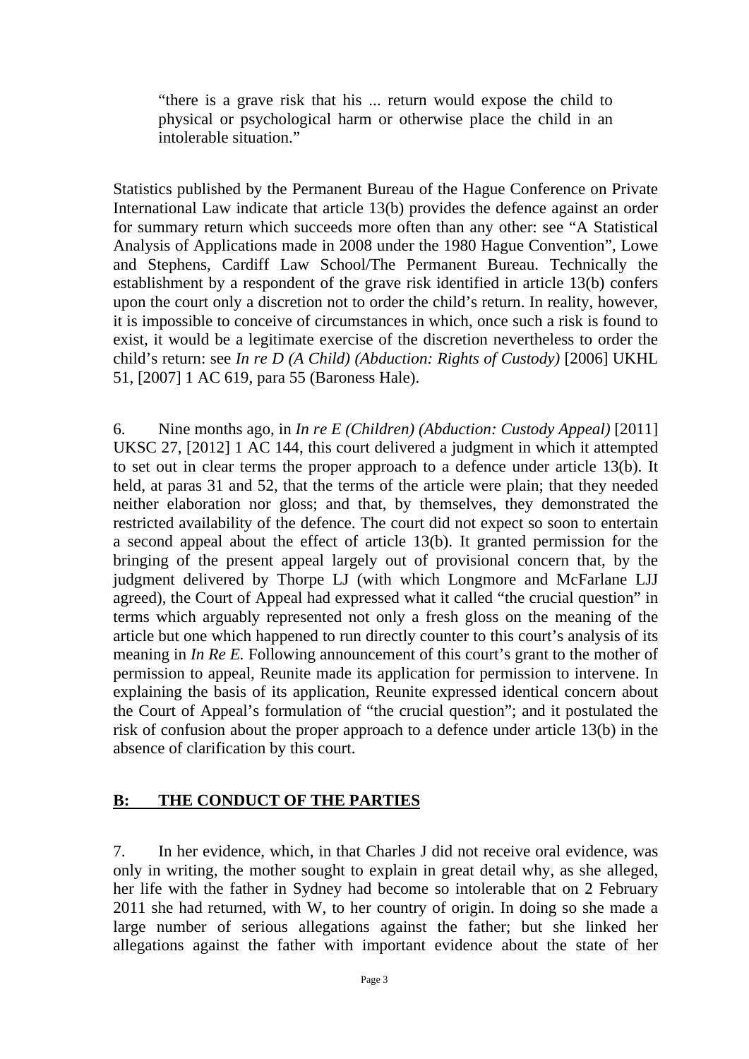> “there is a grave risk that his ... return would expose the child to physical or psychological harm or otherwise place the child in an intolerable situation.”

Statistics published by the Permanent Bureau of the Hague Conference on Private International Law indicate that article 13(b) provides the defence against an order for summary return which succeeds more often than any other: see “A Statistical Analysis of Applications made in 2008 under the 1980 Hague Convention”, Lowe and Stephens, Cardiff Law School/The Permanent Bureau. Technically the establishment by a respondent of the grave risk identified in article 13(b) confers upon the court only a discretion not to order the child’s return. In reality, however, it is impossible to conceive of circumstances in which, once such a risk is found to exist, it would be a legitimate exercise of the discretion nevertheless to order the child’s return: see *In re D (A Child) (Abduction: Rights of Custody)* [2006] UKHL 51, [2007] 1 AC 619, para 55 (Baroness Hale).

6. Nine months ago, in *In re E (Children) (Abduction: Custody Appeal)* [2011] UKSC 27, [2012] 1 AC 144, this court delivered a judgment in which it attempted to set out in clear terms the proper approach to a defence under article 13(b). It held, at paras 31 and 52, that the terms of the article were plain; that they needed neither elaboration nor gloss; and that, by themselves, they demonstrated the restricted availability of the defence. The court did not expect so soon to entertain a second appeal about the effect of article 13(b). It granted permission for the bringing of the present appeal largely out of provisional concern that, by the judgment delivered by Thorpe LJ (with which Longmore and McFarlane LJJ agreed), the Court of Appeal had expressed what it called “the crucial question” in terms which arguably represented not only a fresh gloss on the meaning of the article but one which happened to run directly counter to this court’s analysis of its meaning in *In Re E.* Following announcement of this court’s grant to the mother of permission to appeal, Reunite made its application for permission to intervene. In explaining the basis of its application, Reunite expressed identical concern about the Court of Appeal’s formulation of “the crucial question”; and it postulated the risk of confusion about the proper approach to a defence under article 13(b) in the absence of clarification by this court.

## B: THE CONDUCT OF THE PARTIES

7. In her evidence, which, in that Charles J did not receive oral evidence, was only in writing, the mother sought to explain in great detail why, as she alleged, her life with the father in Sydney had become so intolerable that on 2 February 2011 she had returned, with W, to her country of origin. In doing so she made a large number of serious allegations against the father; but she linked her allegations against the father with important evidence about the state of her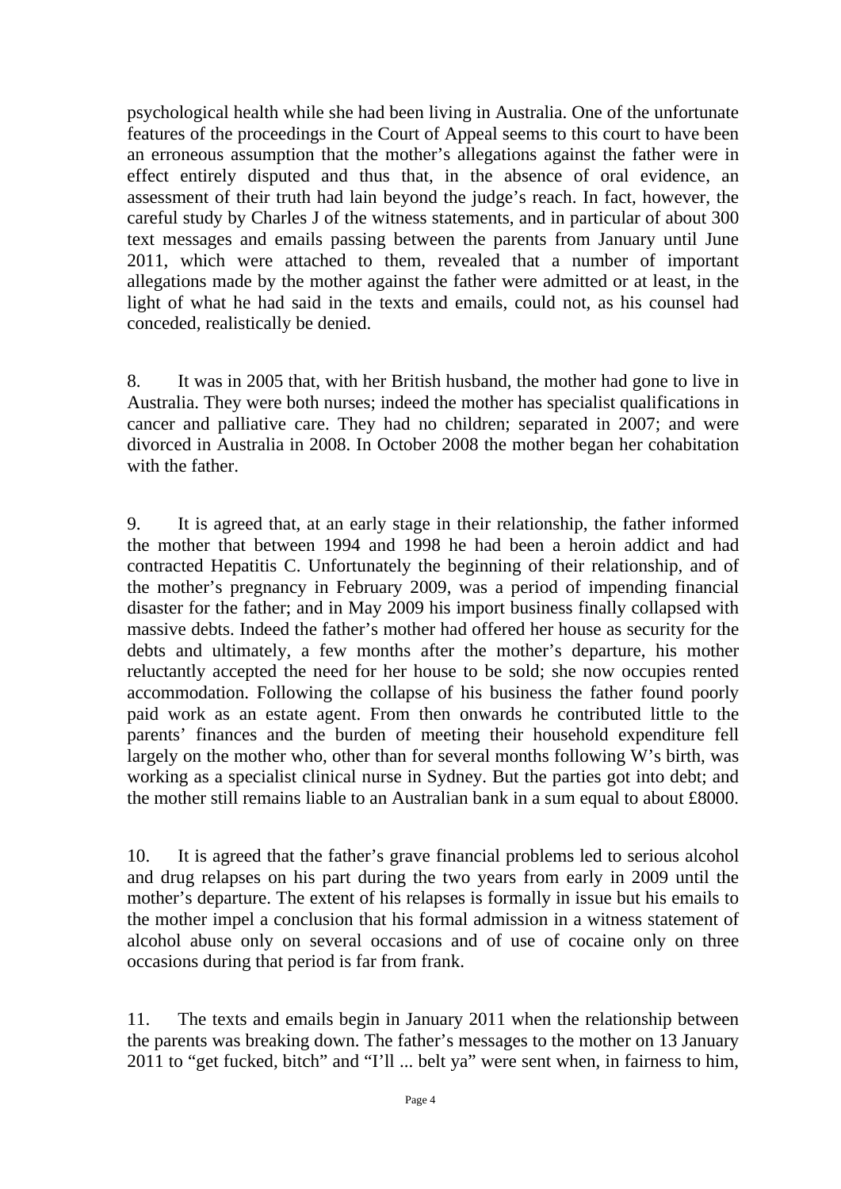psychological health while she had been living in Australia. One of the unfortunate features of the proceedings in the Court of Appeal seems to this court to have been an erroneous assumption that the mother's allegations against the father were in effect entirely disputed and thus that, in the absence of oral evidence, an assessment of their truth had lain beyond the judge's reach. In fact, however, the careful study by Charles J of the witness statements, and in particular of about 300 text messages and emails passing between the parents from January until June 2011, which were attached to them, revealed that a number of important allegations made by the mother against the father were admitted or at least, in the light of what he had said in the texts and emails, could not, as his counsel had conceded, realistically be denied.

8. It was in 2005 that, with her British husband, the mother had gone to live in Australia. They were both nurses; indeed the mother has specialist qualifications in cancer and palliative care. They had no children; separated in 2007; and were divorced in Australia in 2008. In October 2008 the mother began her cohabitation with the father.

9. It is agreed that, at an early stage in their relationship, the father informed the mother that between 1994 and 1998 he had been a heroin addict and had contracted Hepatitis C. Unfortunately the beginning of their relationship, and of the mother's pregnancy in February 2009, was a period of impending financial disaster for the father; and in May 2009 his import business finally collapsed with massive debts. Indeed the father's mother had offered her house as security for the debts and ultimately, a few months after the mother's departure, his mother reluctantly accepted the need for her house to be sold; she now occupies rented accommodation. Following the collapse of his business the father found poorly paid work as an estate agent. From then onwards he contributed little to the parents' finances and the burden of meeting their household expenditure fell largely on the mother who, other than for several months following W's birth, was working as a specialist clinical nurse in Sydney. But the parties got into debt; and the mother still remains liable to an Australian bank in a sum equal to about £8000.

10. It is agreed that the father's grave financial problems led to serious alcohol and drug relapses on his part during the two years from early in 2009 until the mother's departure. The extent of his relapses is formally in issue but his emails to the mother impel a conclusion that his formal admission in a witness statement of alcohol abuse only on several occasions and of use of cocaine only on three occasions during that period is far from frank.

11. The texts and emails begin in January 2011 when the relationship between the parents was breaking down. The father's messages to the mother on 13 January 2011 to "get fucked, bitch" and "I'll ... belt ya" were sent when, in fairness to him,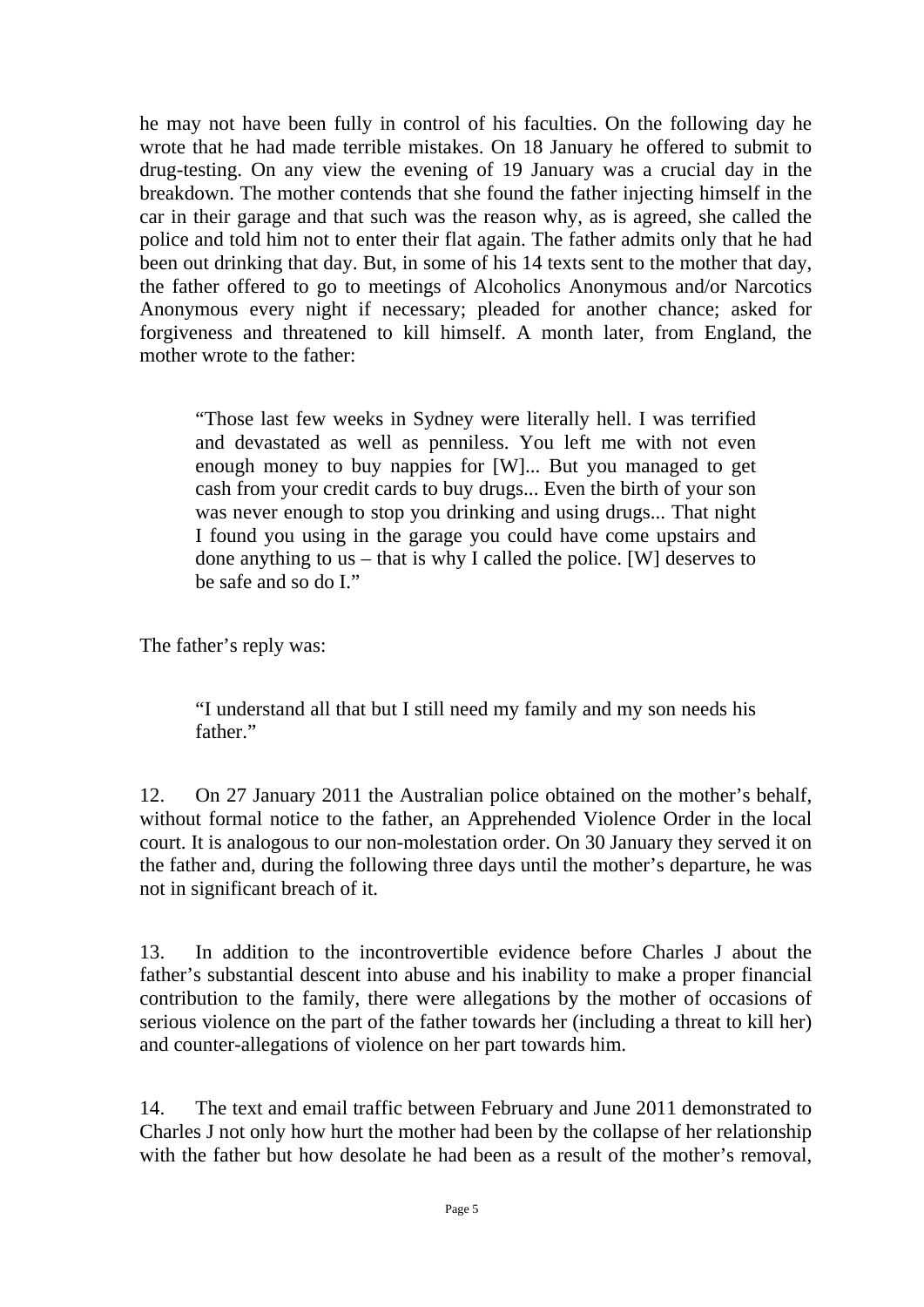he may not have been fully in control of his faculties. On the following day he wrote that he had made terrible mistakes. On 18 January he offered to submit to drug-testing. On any view the evening of 19 January was a crucial day in the breakdown. The mother contends that she found the father injecting himself in the car in their garage and that such was the reason why, as is agreed, she called the police and told him not to enter their flat again. The father admits only that he had been out drinking that day. But, in some of his 14 texts sent to the mother that day, the father offered to go to meetings of Alcoholics Anonymous and/or Narcotics Anonymous every night if necessary; pleaded for another chance; asked for forgiveness and threatened to kill himself. A month later, from England, the mother wrote to the father:

> "Those last few weeks in Sydney were literally hell. I was terrified and devastated as well as penniless. You left me with not even enough money to buy nappies for [W]... But you managed to get cash from your credit cards to buy drugs... Even the birth of your son was never enough to stop you drinking and using drugs... That night I found you using in the garage you could have come upstairs and done anything to us – that is why I called the police. [W] deserves to be safe and so do I."

The father's reply was:

> "I understand all that but I still need my family and my son needs his father."

12. On 27 January 2011 the Australian police obtained on the mother's behalf, without formal notice to the father, an Apprehended Violence Order in the local court. It is analogous to our non-molestation order. On 30 January they served it on the father and, during the following three days until the mother's departure, he was not in significant breach of it.

13. In addition to the incontrovertible evidence before Charles J about the father's substantial descent into abuse and his inability to make a proper financial contribution to the family, there were allegations by the mother of occasions of serious violence on the part of the father towards her (including a threat to kill her) and counter-allegations of violence on her part towards him.

14. The text and email traffic between February and June 2011 demonstrated to Charles J not only how hurt the mother had been by the collapse of her relationship with the father but how desolate he had been as a result of the mother's removal,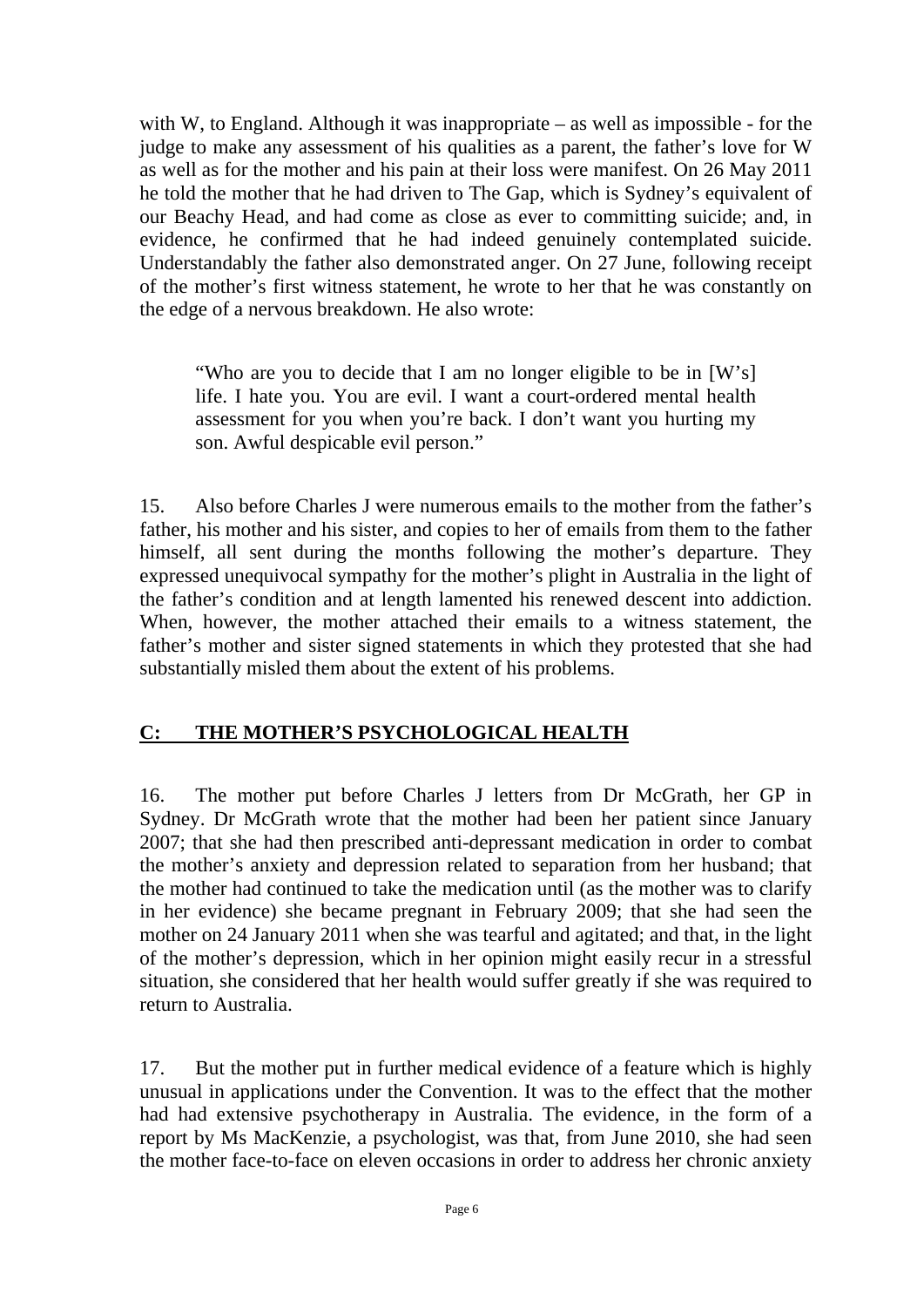with W, to England. Although it was inappropriate – as well as impossible - for the judge to make any assessment of his qualities as a parent, the father's love for W as well as for the mother and his pain at their loss were manifest. On 26 May 2011 he told the mother that he had driven to The Gap, which is Sydney's equivalent of our Beachy Head, and had come as close as ever to committing suicide; and, in evidence, he confirmed that he had indeed genuinely contemplated suicide. Understandably the father also demonstrated anger. On 27 June, following receipt of the mother's first witness statement, he wrote to her that he was constantly on the edge of a nervous breakdown. He also wrote:

> "Who are you to decide that I am no longer eligible to be in [W's] life. I hate you. You are evil. I want a court-ordered mental health assessment for you when you're back. I don't want you hurting my son. Awful despicable evil person."

15. Also before Charles J were numerous emails to the mother from the father's father, his mother and his sister, and copies to her of emails from them to the father himself, all sent during the months following the mother's departure. They expressed unequivocal sympathy for the mother's plight in Australia in the light of the father's condition and at length lamented his renewed descent into addiction. When, however, the mother attached their emails to a witness statement, the father's mother and sister signed statements in which they protested that she had substantially misled them about the extent of his problems.

## C: THE MOTHER'S PSYCHOLOGICAL HEALTH

16. The mother put before Charles J letters from Dr McGrath, her GP in Sydney. Dr McGrath wrote that the mother had been her patient since January 2007; that she had then prescribed anti-depressant medication in order to combat the mother's anxiety and depression related to separation from her husband; that the mother had continued to take the medication until (as the mother was to clarify in her evidence) she became pregnant in February 2009; that she had seen the mother on 24 January 2011 when she was tearful and agitated; and that, in the light of the mother's depression, which in her opinion might easily recur in a stressful situation, she considered that her health would suffer greatly if she was required to return to Australia.

17. But the mother put in further medical evidence of a feature which is highly unusual in applications under the Convention. It was to the effect that the mother had had extensive psychotherapy in Australia. The evidence, in the form of a report by Ms MacKenzie, a psychologist, was that, from June 2010, she had seen the mother face-to-face on eleven occasions in order to address her chronic anxiety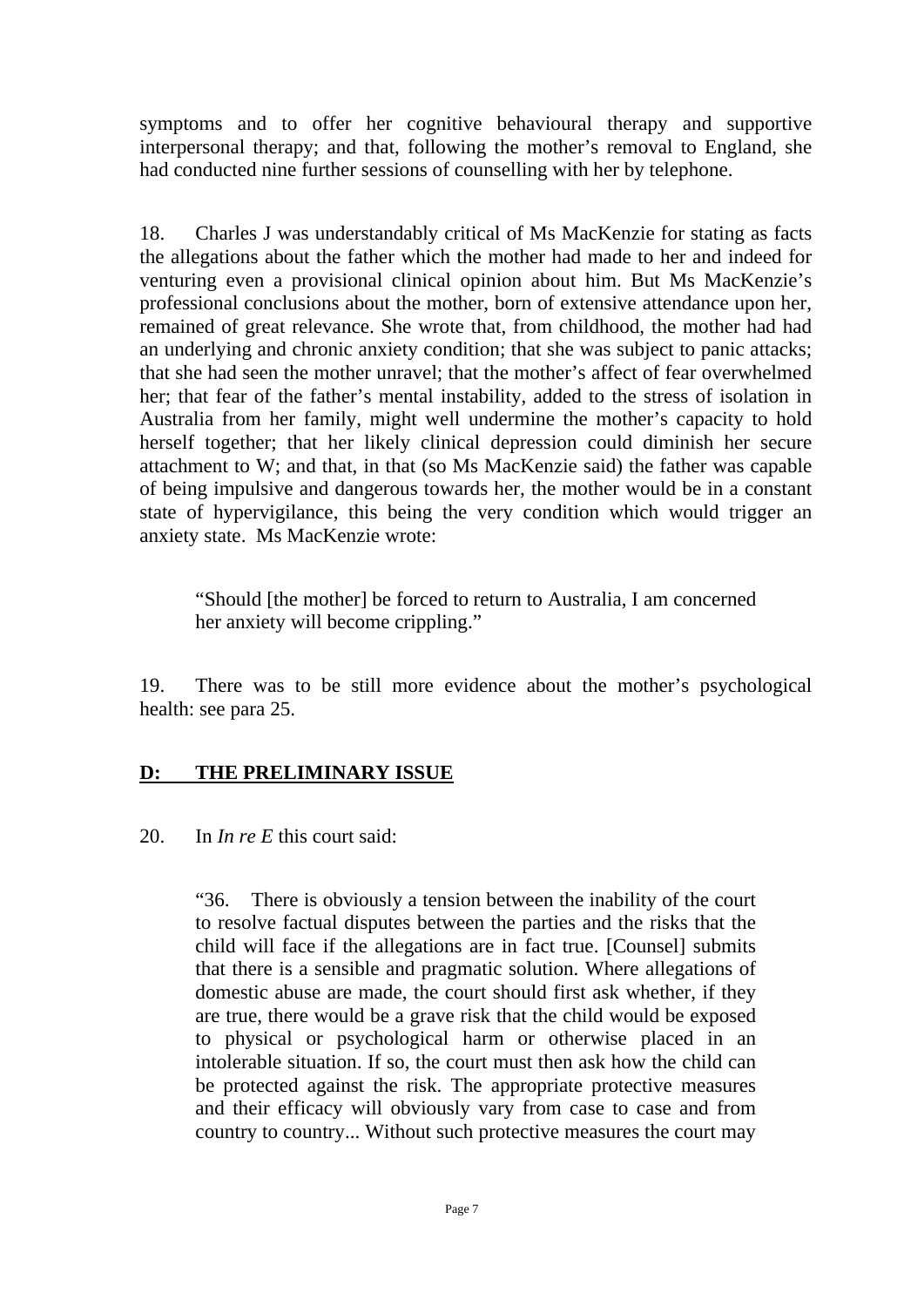symptoms and to offer her cognitive behavioural therapy and supportive interpersonal therapy; and that, following the mother's removal to England, she had conducted nine further sessions of counselling with her by telephone.

18. Charles J was understandably critical of Ms MacKenzie for stating as facts the allegations about the father which the mother had made to her and indeed for venturing even a provisional clinical opinion about him. But Ms MacKenzie's professional conclusions about the mother, born of extensive attendance upon her, remained of great relevance. She wrote that, from childhood, the mother had had an underlying and chronic anxiety condition; that she was subject to panic attacks; that she had seen the mother unravel; that the mother's affect of fear overwhelmed her; that fear of the father's mental instability, added to the stress of isolation in Australia from her family, might well undermine the mother's capacity to hold herself together; that her likely clinical depression could diminish her secure attachment to W; and that, in that (so Ms MacKenzie said) the father was capable of being impulsive and dangerous towards her, the mother would be in a constant state of hypervigilance, this being the very condition which would trigger an anxiety state. Ms MacKenzie wrote:

> "Should [the mother] be forced to return to Australia, I am concerned her anxiety will become crippling."

19. There was to be still more evidence about the mother's psychological health: see para 25.

## D: THE PRELIMINARY ISSUE

20. In *In re E* this court said:

> "36. There is obviously a tension between the inability of the court to resolve factual disputes between the parties and the risks that the child will face if the allegations are in fact true. [Counsel] submits that there is a sensible and pragmatic solution. Where allegations of domestic abuse are made, the court should first ask whether, if they are true, there would be a grave risk that the child would be exposed to physical or psychological harm or otherwise placed in an intolerable situation. If so, the court must then ask how the child can be protected against the risk. The appropriate protective measures and their efficacy will obviously vary from case to case and from country to country... Without such protective measures the court may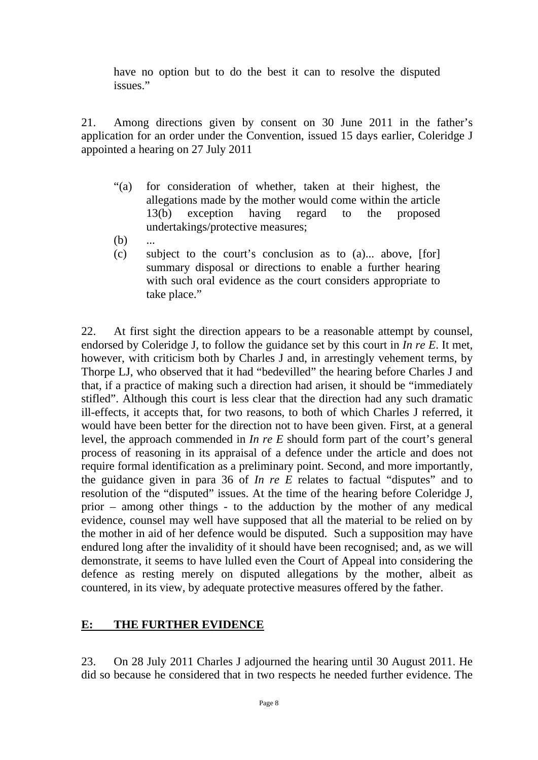have no option but to do the best it can to resolve the disputed issues."

21. Among directions given by consent on 30 June 2011 in the father's application for an order under the Convention, issued 15 days earlier, Coleridge J appointed a hearing on 27 July 2011

> "(a) for consideration of whether, taken at their highest, the allegations made by the mother would come within the article 13(b) exception having regard to the proposed undertakings/protective measures;
>
> (b) ...
>
> (c) subject to the court's conclusion as to (a)... above, [for] summary disposal or directions to enable a further hearing with such oral evidence as the court considers appropriate to take place."

22. At first sight the direction appears to be a reasonable attempt by counsel, endorsed by Coleridge J, to follow the guidance set by this court in *In re E*. It met, however, with criticism both by Charles J and, in arrestingly vehement terms, by Thorpe LJ, who observed that it had "bedevilled" the hearing before Charles J and that, if a practice of making such a direction had arisen, it should be "immediately stifled". Although this court is less clear that the direction had any such dramatic ill-effects, it accepts that, for two reasons, to both of which Charles J referred, it would have been better for the direction not to have been given. First, at a general level, the approach commended in *In re E* should form part of the court's general process of reasoning in its appraisal of a defence under the article and does not require formal identification as a preliminary point. Second, and more importantly, the guidance given in para 36 of *In re E* relates to factual "disputes" and to resolution of the "disputed" issues. At the time of the hearing before Coleridge J, prior – among other things - to the adduction by the mother of any medical evidence, counsel may well have supposed that all the material to be relied on by the mother in aid of her defence would be disputed. Such a supposition may have endured long after the invalidity of it should have been recognised; and, as we will demonstrate, it seems to have lulled even the Court of Appeal into considering the defence as resting merely on disputed allegations by the mother, albeit as countered, in its view, by adequate protective measures offered by the father.

## E: THE FURTHER EVIDENCE

23. On 28 July 2011 Charles J adjourned the hearing until 30 August 2011. He did so because he considered that in two respects he needed further evidence. The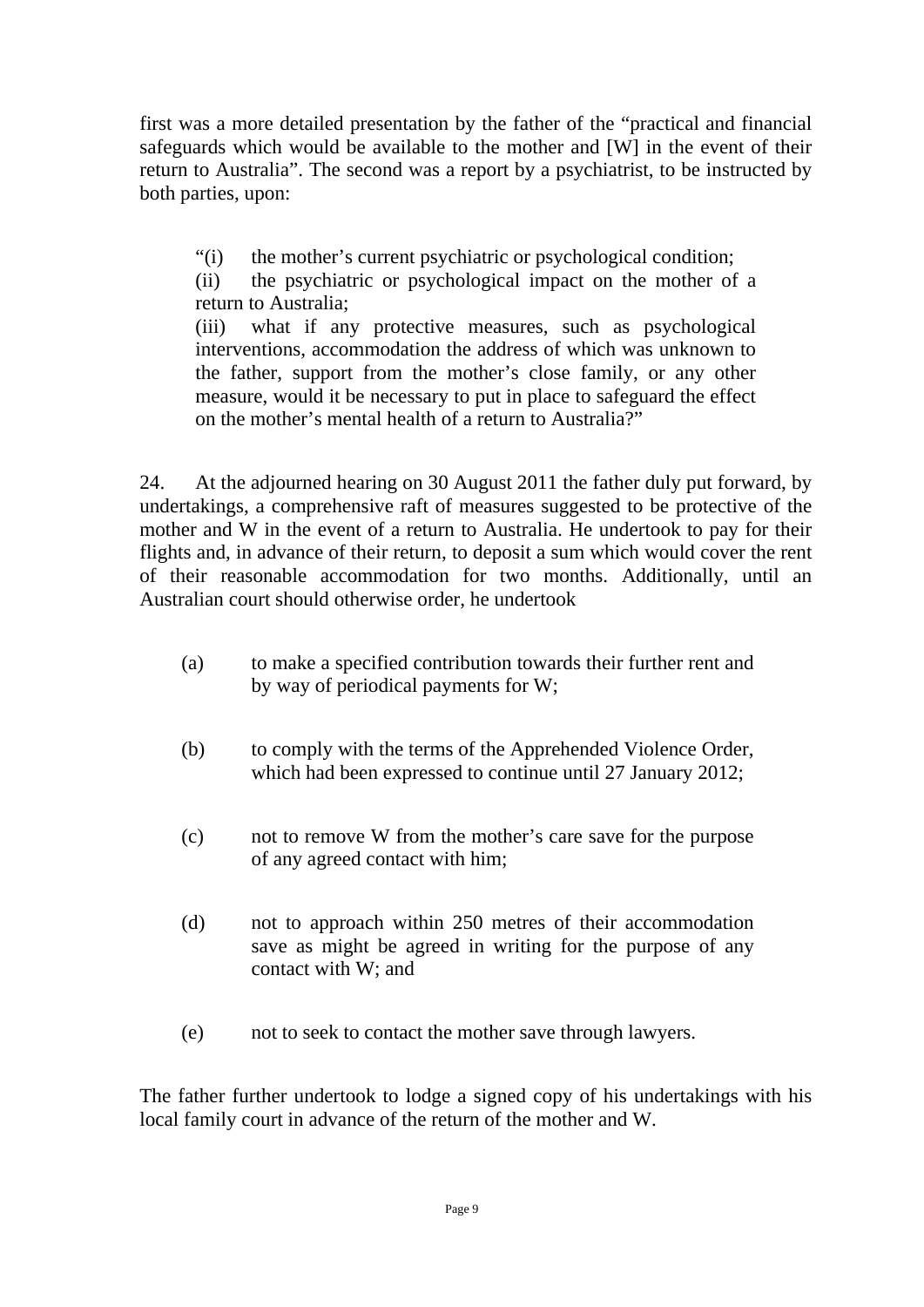first was a more detailed presentation by the father of the "practical and financial safeguards which would be available to the mother and [W] in the event of their return to Australia". The second was a report by a psychiatrist, to be instructed by both parties, upon:

> "(i) the mother's current psychiatric or psychological condition;
>
> (ii) the psychiatric or psychological impact on the mother of a return to Australia;
>
> (iii) what if any protective measures, such as psychological interventions, accommodation the address of which was unknown to the father, support from the mother's close family, or any other measure, would it be necessary to put in place to safeguard the effect on the mother's mental health of a return to Australia?"

24. At the adjourned hearing on 30 August 2011 the father duly put forward, by undertakings, a comprehensive raft of measures suggested to be protective of the mother and W in the event of a return to Australia. He undertook to pay for their flights and, in advance of their return, to deposit a sum which would cover the rent of their reasonable accommodation for two months. Additionally, until an Australian court should otherwise order, he undertook

(a) to make a specified contribution towards their further rent and by way of periodical payments for W;

(b) to comply with the terms of the Apprehended Violence Order, which had been expressed to continue until 27 January 2012;

(c) not to remove W from the mother's care save for the purpose of any agreed contact with him;

(d) not to approach within 250 metres of their accommodation save as might be agreed in writing for the purpose of any contact with W; and

(e) not to seek to contact the mother save through lawyers.

The father further undertook to lodge a signed copy of his undertakings with his local family court in advance of the return of the mother and W.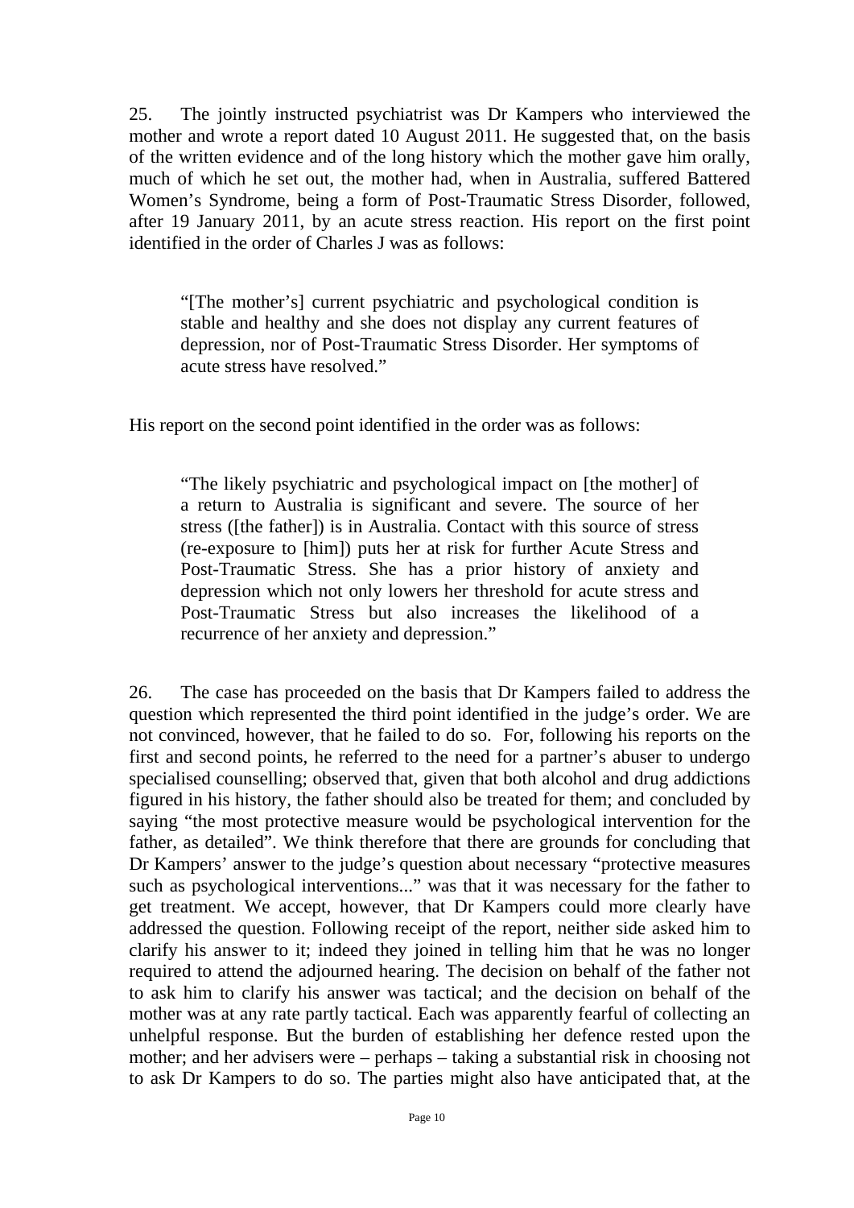25. The jointly instructed psychiatrist was Dr Kampers who interviewed the mother and wrote a report dated 10 August 2011. He suggested that, on the basis of the written evidence and of the long history which the mother gave him orally, much of which he set out, the mother had, when in Australia, suffered Battered Women's Syndrome, being a form of Post-Traumatic Stress Disorder, followed, after 19 January 2011, by an acute stress reaction. His report on the first point identified in the order of Charles J was as follows:

> "[The mother's] current psychiatric and psychological condition is stable and healthy and she does not display any current features of depression, nor of Post-Traumatic Stress Disorder. Her symptoms of acute stress have resolved."

His report on the second point identified in the order was as follows:

> "The likely psychiatric and psychological impact on [the mother] of a return to Australia is significant and severe. The source of her stress ([the father]) is in Australia. Contact with this source of stress (re-exposure to [him]) puts her at risk for further Acute Stress and Post-Traumatic Stress. She has a prior history of anxiety and depression which not only lowers her threshold for acute stress and Post-Traumatic Stress but also increases the likelihood of a recurrence of her anxiety and depression."

26. The case has proceeded on the basis that Dr Kampers failed to address the question which represented the third point identified in the judge's order. We are not convinced, however, that he failed to do so. For, following his reports on the first and second points, he referred to the need for a partner's abuser to undergo specialised counselling; observed that, given that both alcohol and drug addictions figured in his history, the father should also be treated for them; and concluded by saying "the most protective measure would be psychological intervention for the father, as detailed". We think therefore that there are grounds for concluding that Dr Kampers' answer to the judge's question about necessary "protective measures such as psychological interventions..." was that it was necessary for the father to get treatment. We accept, however, that Dr Kampers could more clearly have addressed the question. Following receipt of the report, neither side asked him to clarify his answer to it; indeed they joined in telling him that he was no longer required to attend the adjourned hearing. The decision on behalf of the father not to ask him to clarify his answer was tactical; and the decision on behalf of the mother was at any rate partly tactical. Each was apparently fearful of collecting an unhelpful response. But the burden of establishing her defence rested upon the mother; and her advisers were – perhaps – taking a substantial risk in choosing not to ask Dr Kampers to do so. The parties might also have anticipated that, at the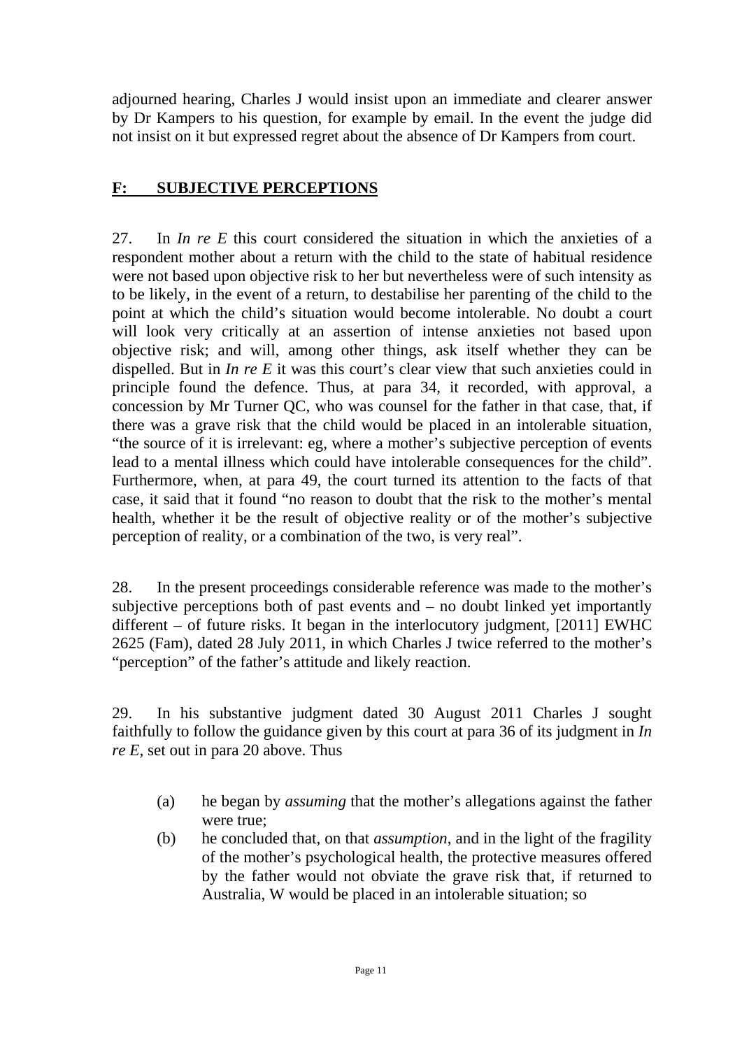adjourned hearing, Charles J would insist upon an immediate and clearer answer by Dr Kampers to his question, for example by email. In the event the judge did not insist on it but expressed regret about the absence of Dr Kampers from court.

## F: SUBJECTIVE PERCEPTIONS

27. In *In re E* this court considered the situation in which the anxieties of a respondent mother about a return with the child to the state of habitual residence were not based upon objective risk to her but nevertheless were of such intensity as to be likely, in the event of a return, to destabilise her parenting of the child to the point at which the child's situation would become intolerable. No doubt a court will look very critically at an assertion of intense anxieties not based upon objective risk; and will, among other things, ask itself whether they can be dispelled. But in *In re E* it was this court's clear view that such anxieties could in principle found the defence. Thus, at para 34, it recorded, with approval, a concession by Mr Turner QC, who was counsel for the father in that case, that, if there was a grave risk that the child would be placed in an intolerable situation, "the source of it is irrelevant: eg, where a mother's subjective perception of events lead to a mental illness which could have intolerable consequences for the child". Furthermore, when, at para 49, the court turned its attention to the facts of that case, it said that it found "no reason to doubt that the risk to the mother's mental health, whether it be the result of objective reality or of the mother's subjective perception of reality, or a combination of the two, is very real".

28. In the present proceedings considerable reference was made to the mother's subjective perceptions both of past events and – no doubt linked yet importantly different – of future risks. It began in the interlocutory judgment, [2011] EWHC 2625 (Fam), dated 28 July 2011, in which Charles J twice referred to the mother's "perception" of the father's attitude and likely reaction.

29. In his substantive judgment dated 30 August 2011 Charles J sought faithfully to follow the guidance given by this court at para 36 of its judgment in *In re E*, set out in para 20 above. Thus

(a) he began by *assuming* that the mother's allegations against the father were true;

(b) he concluded that, on that *assumption*, and in the light of the fragility of the mother's psychological health, the protective measures offered by the father would not obviate the grave risk that, if returned to Australia, W would be placed in an intolerable situation; so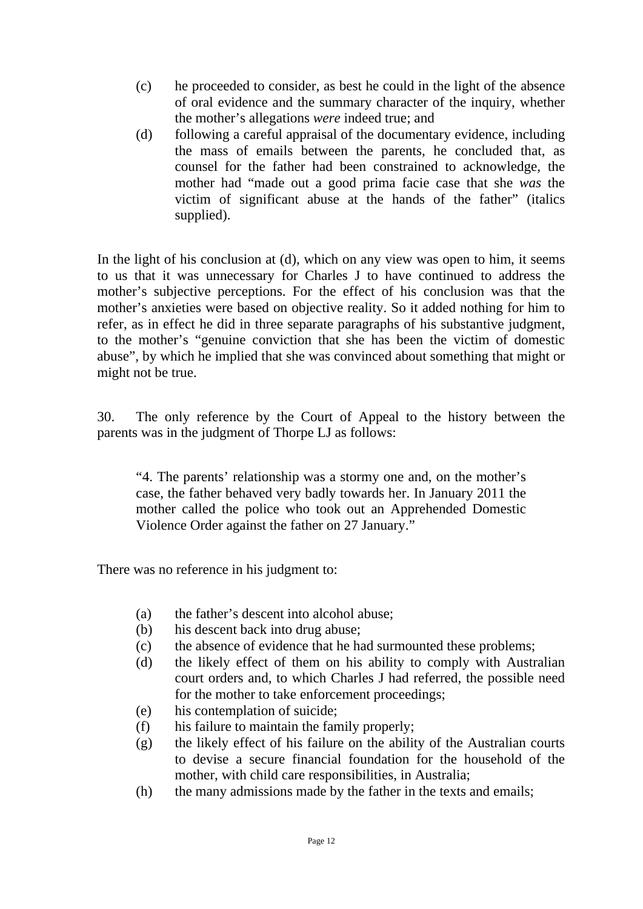(c) he proceeded to consider, as best he could in the light of the absence of oral evidence and the summary character of the inquiry, whether the mother's allegations *were* indeed true; and

(d) following a careful appraisal of the documentary evidence, including the mass of emails between the parents, he concluded that, as counsel for the father had been constrained to acknowledge, the mother had "made out a good prima facie case that she *was* the victim of significant abuse at the hands of the father" (italics supplied).

In the light of his conclusion at (d), which on any view was open to him, it seems to us that it was unnecessary for Charles J to have continued to address the mother's subjective perceptions. For the effect of his conclusion was that the mother's anxieties were based on objective reality. So it added nothing for him to refer, as in effect he did in three separate paragraphs of his substantive judgment, to the mother's "genuine conviction that she has been the victim of domestic abuse", by which he implied that she was convinced about something that might or might not be true.

30. The only reference by the Court of Appeal to the history between the parents was in the judgment of Thorpe LJ as follows:

> "4. The parents' relationship was a stormy one and, on the mother's case, the father behaved very badly towards her. In January 2011 the mother called the police who took out an Apprehended Domestic Violence Order against the father on 27 January."

There was no reference in his judgment to:

(a) the father's descent into alcohol abuse;

(b) his descent back into drug abuse;

(c) the absence of evidence that he had surmounted these problems;

(d) the likely effect of them on his ability to comply with Australian court orders and, to which Charles J had referred, the possible need for the mother to take enforcement proceedings;

(e) his contemplation of suicide;

(f) his failure to maintain the family properly;

(g) the likely effect of his failure on the ability of the Australian courts to devise a secure financial foundation for the household of the mother, with child care responsibilities, in Australia;

(h) the many admissions made by the father in the texts and emails;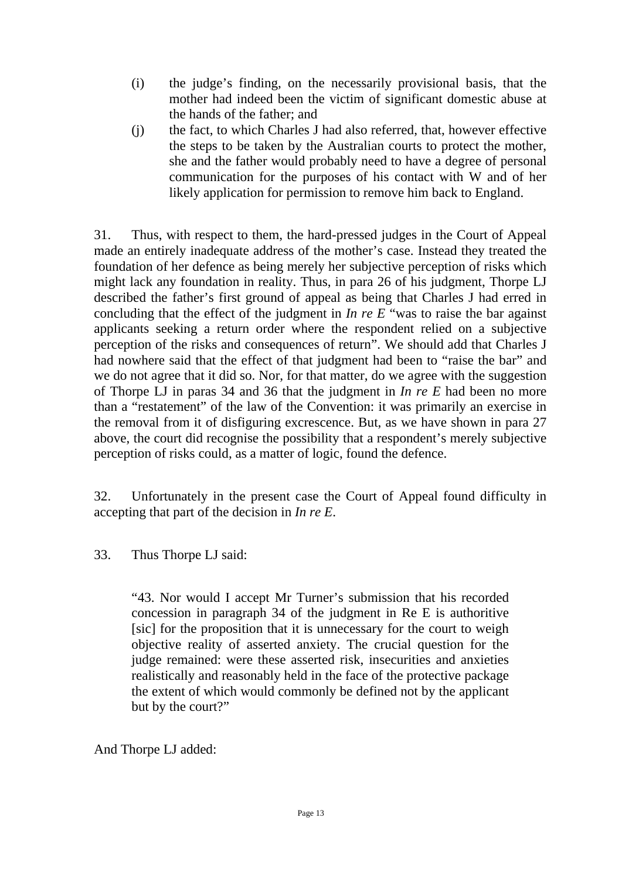(i) the judge's finding, on the necessarily provisional basis, that the mother had indeed been the victim of significant domestic abuse at the hands of the father; and

(j) the fact, to which Charles J had also referred, that, however effective the steps to be taken by the Australian courts to protect the mother, she and the father would probably need to have a degree of personal communication for the purposes of his contact with W and of her likely application for permission to remove him back to England.

31. Thus, with respect to them, the hard-pressed judges in the Court of Appeal made an entirely inadequate address of the mother's case. Instead they treated the foundation of her defence as being merely her subjective perception of risks which might lack any foundation in reality. Thus, in para 26 of his judgment, Thorpe LJ described the father's first ground of appeal as being that Charles J had erred in concluding that the effect of the judgment in *In re E* "was to raise the bar against applicants seeking a return order where the respondent relied on a subjective perception of the risks and consequences of return". We should add that Charles J had nowhere said that the effect of that judgment had been to "raise the bar" and we do not agree that it did so. Nor, for that matter, do we agree with the suggestion of Thorpe LJ in paras 34 and 36 that the judgment in *In re E* had been no more than a "restatement" of the law of the Convention: it was primarily an exercise in the removal from it of disfiguring excrescence. But, as we have shown in para 27 above, the court did recognise the possibility that a respondent's merely subjective perception of risks could, as a matter of logic, found the defence.

32. Unfortunately in the present case the Court of Appeal found difficulty in accepting that part of the decision in *In re E*.

33. Thus Thorpe LJ said:

> "43. Nor would I accept Mr Turner's submission that his recorded concession in paragraph 34 of the judgment in Re E is authoritive [sic] for the proposition that it is unnecessary for the court to weigh objective reality of asserted anxiety. The crucial question for the judge remained: were these asserted risk, insecurities and anxieties realistically and reasonably held in the face of the protective package the extent of which would commonly be defined not by the applicant but by the court?"

And Thorpe LJ added: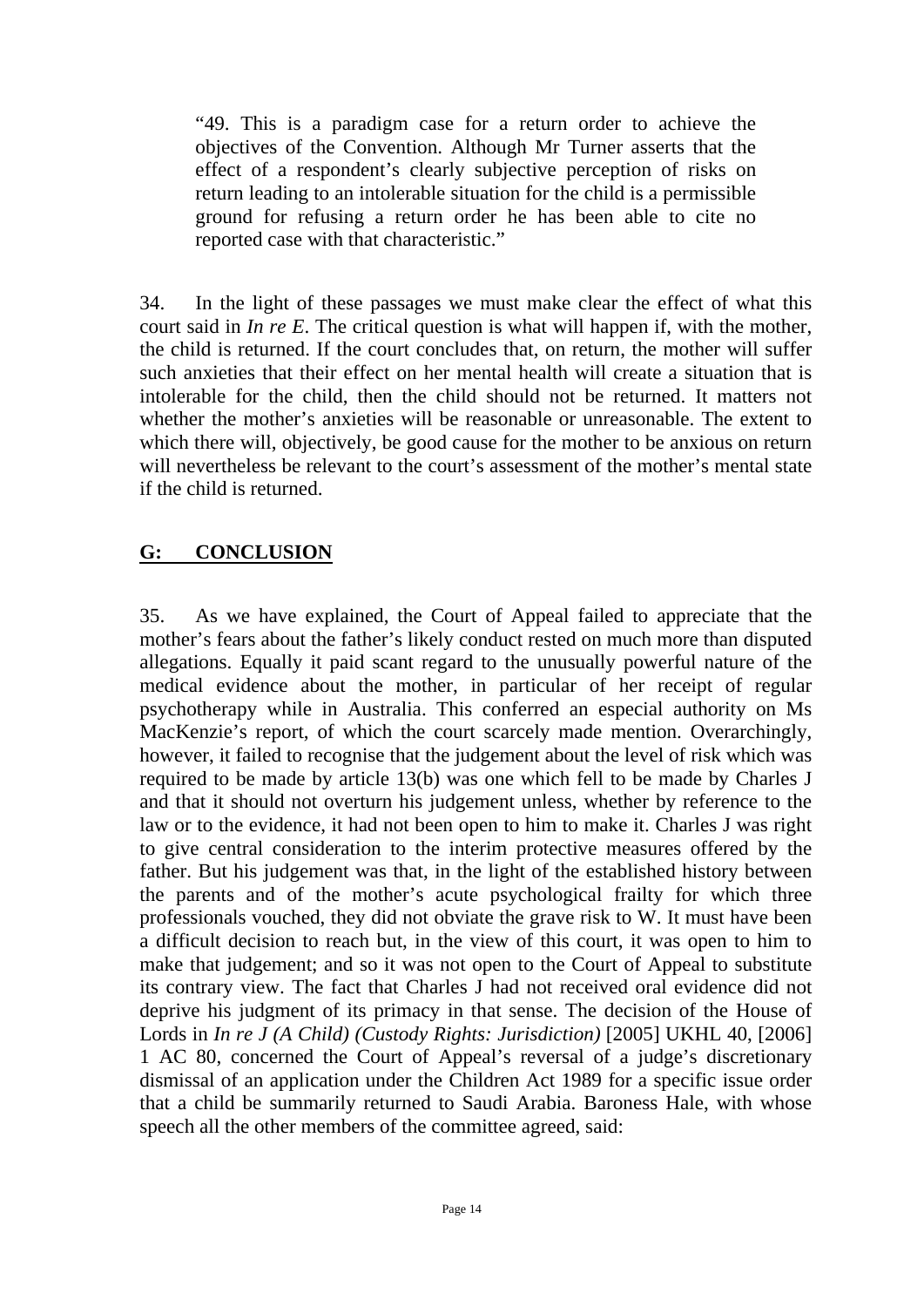> "49. This is a paradigm case for a return order to achieve the objectives of the Convention. Although Mr Turner asserts that the effect of a respondent's clearly subjective perception of risks on return leading to an intolerable situation for the child is a permissible ground for refusing a return order he has been able to cite no reported case with that characteristic."

34. In the light of these passages we must make clear the effect of what this court said in *In re E*. The critical question is what will happen if, with the mother, the child is returned. If the court concludes that, on return, the mother will suffer such anxieties that their effect on her mental health will create a situation that is intolerable for the child, then the child should not be returned. It matters not whether the mother's anxieties will be reasonable or unreasonable. The extent to which there will, objectively, be good cause for the mother to be anxious on return will nevertheless be relevant to the court's assessment of the mother's mental state if the child is returned.

## G: CONCLUSION

35. As we have explained, the Court of Appeal failed to appreciate that the mother's fears about the father's likely conduct rested on much more than disputed allegations. Equally it paid scant regard to the unusually powerful nature of the medical evidence about the mother, in particular of her receipt of regular psychotherapy while in Australia. This conferred an especial authority on Ms MacKenzie's report, of which the court scarcely made mention. Overarchingly, however, it failed to recognise that the judgement about the level of risk which was required to be made by article 13(b) was one which fell to be made by Charles J and that it should not overturn his judgement unless, whether by reference to the law or to the evidence, it had not been open to him to make it. Charles J was right to give central consideration to the interim protective measures offered by the father. But his judgement was that, in the light of the established history between the parents and of the mother's acute psychological frailty for which three professionals vouched, they did not obviate the grave risk to W. It must have been a difficult decision to reach but, in the view of this court, it was open to him to make that judgement; and so it was not open to the Court of Appeal to substitute its contrary view. The fact that Charles J had not received oral evidence did not deprive his judgment of its primacy in that sense. The decision of the House of Lords in *In re J (A Child) (Custody Rights: Jurisdiction)* [2005] UKHL 40, [2006] 1 AC 80, concerned the Court of Appeal's reversal of a judge's discretionary dismissal of an application under the Children Act 1989 for a specific issue order that a child be summarily returned to Saudi Arabia. Baroness Hale, with whose speech all the other members of the committee agreed, said: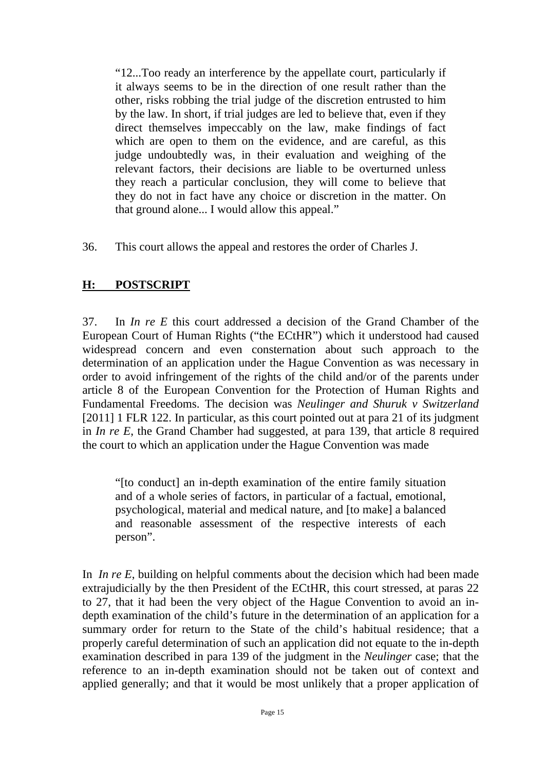> "12...Too ready an interference by the appellate court, particularly if it always seems to be in the direction of one result rather than the other, risks robbing the trial judge of the discretion entrusted to him by the law. In short, if trial judges are led to believe that, even if they direct themselves impeccably on the law, make findings of fact which are open to them on the evidence, and are careful, as this judge undoubtedly was, in their evaluation and weighing of the relevant factors, their decisions are liable to be overturned unless they reach a particular conclusion, they will come to believe that they do not in fact have any choice or discretion in the matter. On that ground alone... I would allow this appeal."

36. This court allows the appeal and restores the order of Charles J.

## H: POSTSCRIPT

37. In *In re E* this court addressed a decision of the Grand Chamber of the European Court of Human Rights ("the ECtHR") which it understood had caused widespread concern and even consternation about such approach to the determination of an application under the Hague Convention as was necessary in order to avoid infringement of the rights of the child and/or of the parents under article 8 of the European Convention for the Protection of Human Rights and Fundamental Freedoms. The decision was *Neulinger and Shuruk v Switzerland* [2011] 1 FLR 122. In particular, as this court pointed out at para 21 of its judgment in *In re E*, the Grand Chamber had suggested, at para 139, that article 8 required the court to which an application under the Hague Convention was made

> "[to conduct] an in-depth examination of the entire family situation and of a whole series of factors, in particular of a factual, emotional, psychological, material and medical nature, and [to make] a balanced and reasonable assessment of the respective interests of each person".

In *In re E*, building on helpful comments about the decision which had been made extrajudicially by the then President of the ECtHR, this court stressed, at paras 22 to 27, that it had been the very object of the Hague Convention to avoid an in-depth examination of the child's future in the determination of an application for a summary order for return to the State of the child's habitual residence; that a properly careful determination of such an application did not equate to the in-depth examination described in para 139 of the judgment in the *Neulinger* case; that the reference to an in-depth examination should not be taken out of context and applied generally; and that it would be most unlikely that a proper application of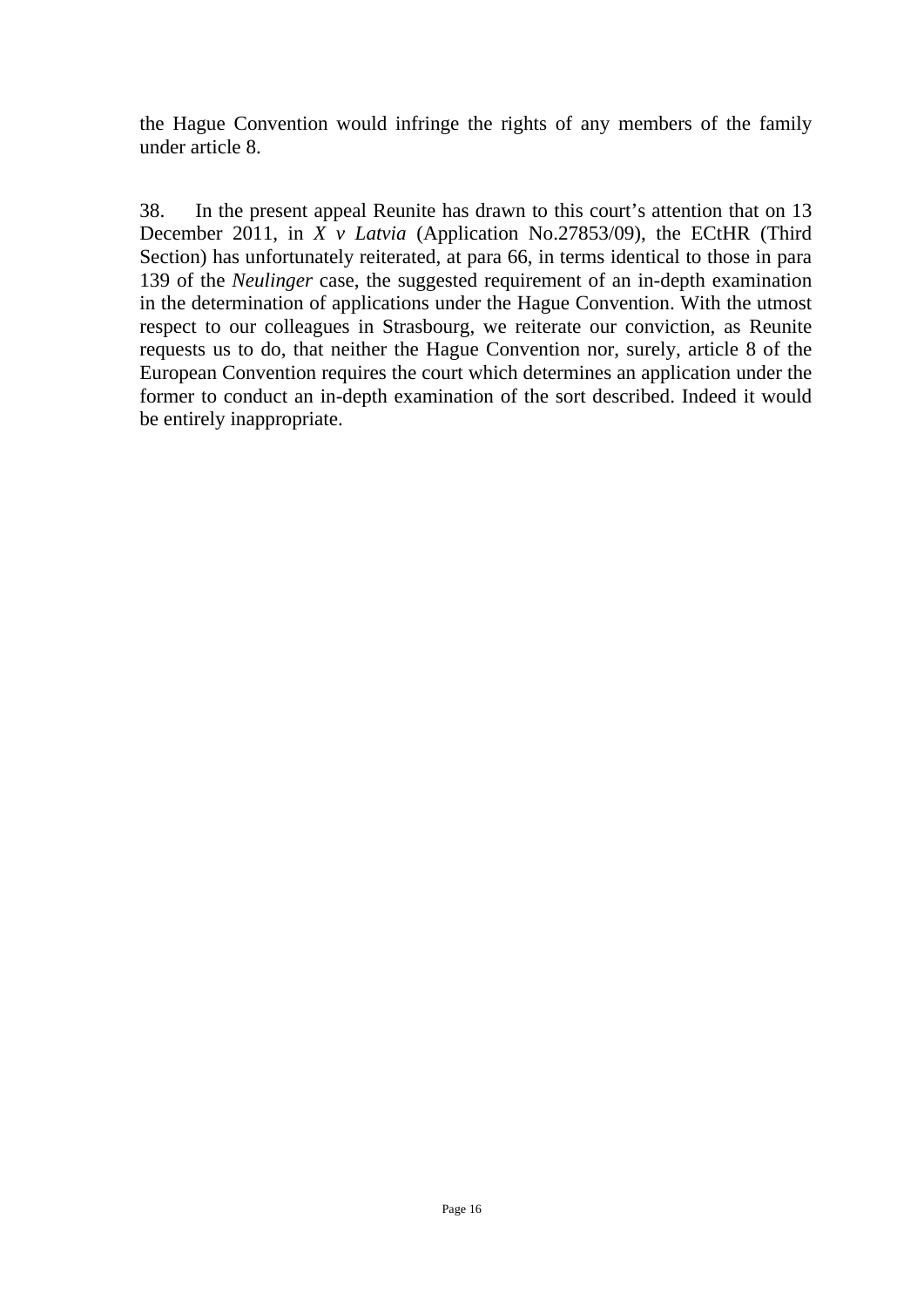the Hague Convention would infringe the rights of any members of the family under article 8.

38. In the present appeal Reunite has drawn to this court's attention that on 13 December 2011, in *X v Latvia* (Application No.27853/09), the ECtHR (Third Section) has unfortunately reiterated, at para 66, in terms identical to those in para 139 of the *Neulinger* case, the suggested requirement of an in-depth examination in the determination of applications under the Hague Convention. With the utmost respect to our colleagues in Strasbourg, we reiterate our conviction, as Reunite requests us to do, that neither the Hague Convention nor, surely, article 8 of the European Convention requires the court which determines an application under the former to conduct an in-depth examination of the sort described. Indeed it would be entirely inappropriate.